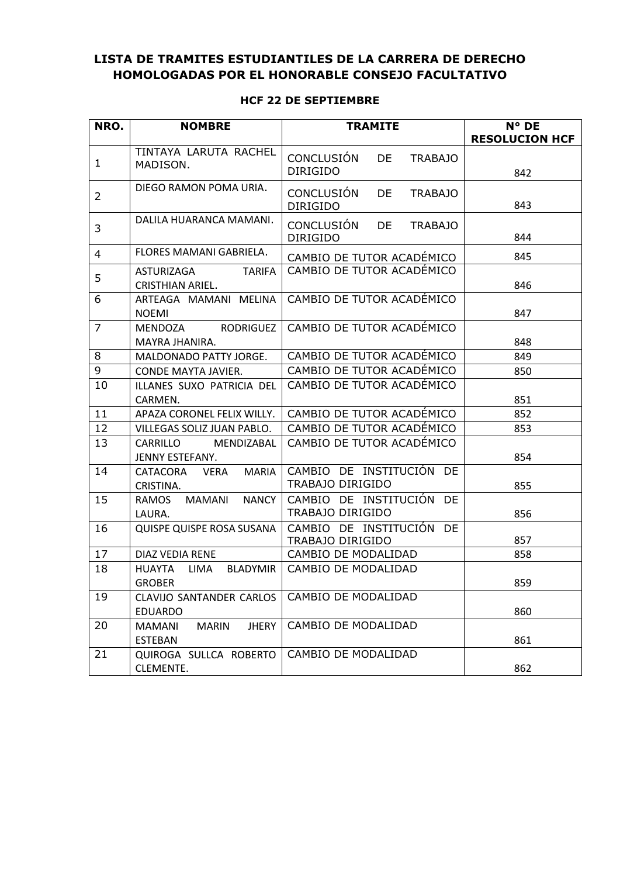# LISTA DE TRAMITES ESTUDIANTILES DE LA CARRERA DE DERECHO HOMOLOGADAS POR EL HONORABLE CONSEJO FACULTATIVO

## HCF 22 DE SEPTIEMBRE

| NRO. | NOMBRE | TRAMITE | N° DE RESOLUCION HCF |
|---|---|---|---|
| 1 | TINTAYA LARUTA RACHEL MADISON. | CONCLUSIÓN DE TRABAJO DIRIGIDO | 842 |
| 2 | DIEGO RAMON POMA URIA. | CONCLUSIÓN DE TRABAJO DIRIGIDO | 843 |
| 3 | DALILA HUARANCA MAMANI. | CONCLUSIÓN DE TRABAJO DIRIGIDO | 844 |
| 4 | FLORES MAMANI GABRIELA. | CAMBIO DE TUTOR ACADÉMICO | 845 |
| 5 | ASTURIZAGA TARIFA CRISTHIAN ARIEL. | CAMBIO DE TUTOR ACADÉMICO | 846 |
| 6 | ARTEAGA MAMANI MELINA NOEMI | CAMBIO DE TUTOR ACADÉMICO | 847 |
| 7 | MENDOZA RODRIGUEZ MAYRA JHANIRA. | CAMBIO DE TUTOR ACADÉMICO | 848 |
| 8 | MALDONADO PATTY JORGE. | CAMBIO DE TUTOR ACADÉMICO | 849 |
| 9 | CONDE MAYTA JAVIER. | CAMBIO DE TUTOR ACADÉMICO | 850 |
| 10 | ILLANES SUXO PATRICIA DEL CARMEN. | CAMBIO DE TUTOR ACADÉMICO | 851 |
| 11 | APAZA CORONEL FELIX WILLY. | CAMBIO DE TUTOR ACADÉMICO | 852 |
| 12 | VILLEGAS SOLIZ JUAN PABLO. | CAMBIO DE TUTOR ACADÉMICO | 853 |
| 13 | CARRILLO MENDIZABAL JENNY ESTEFANY. | CAMBIO DE TUTOR ACADÉMICO | 854 |
| 14 | CATACORA VERA MARIA CRISTINA. | CAMBIO DE INSTITUCIÓN DE TRABAJO DIRIGIDO | 855 |
| 15 | RAMOS MAMANI NANCY LAURA. | CAMBIO DE INSTITUCIÓN DE TRABAJO DIRIGIDO | 856 |
| 16 | QUISPE QUISPE ROSA SUSANA | CAMBIO DE INSTITUCIÓN DE TRABAJO DIRIGIDO | 857 |
| 17 | DIAZ VEDIA RENE | CAMBIO DE MODALIDAD | 858 |
| 18 | HUAYTA LIMA BLADYMIR GROBER | CAMBIO DE MODALIDAD | 859 |
| 19 | CLAVIJO SANTANDER CARLOS EDUARDO | CAMBIO DE MODALIDAD | 860 |
| 20 | MAMANI MARIN JHERY ESTEBAN | CAMBIO DE MODALIDAD | 861 |
| 21 | QUIROGA SULLCA ROBERTO CLEMENTE. | CAMBIO DE MODALIDAD | 862 |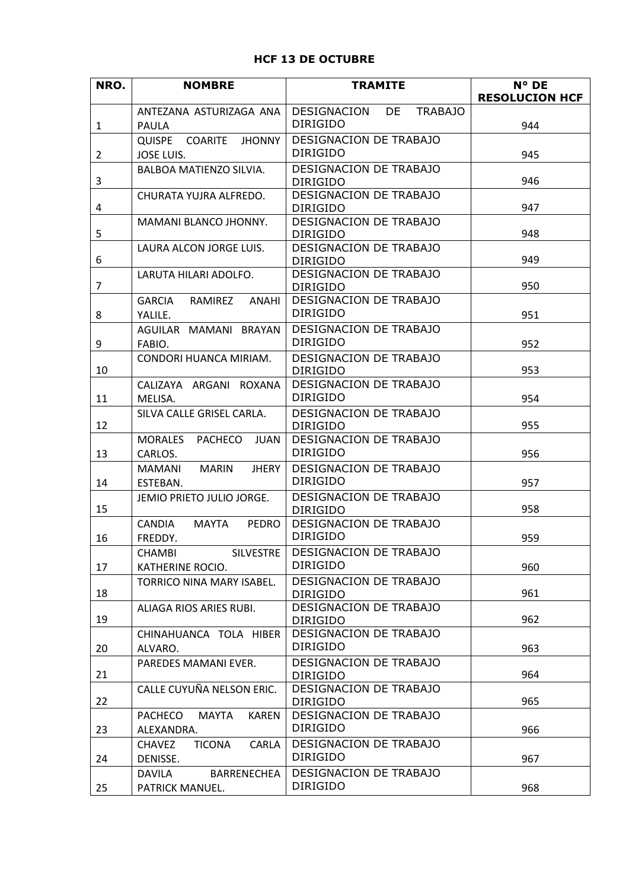**HCF 13 DE OCTUBRE**

| NRO. | NOMBRE | TRAMITE | N° DE RESOLUCION HCF |
|---|---|---|---|
| 1 | ANTEZANA ASTURIZAGA ANA PAULA | DESIGNACION DE TRABAJO DIRIGIDO | 944 |
| 2 | QUISPE COARITE JHONNY JOSE LUIS. | DESIGNACION DE TRABAJO DIRIGIDO | 945 |
| 3 | BALBOA MATIENZO SILVIA. | DESIGNACION DE TRABAJO DIRIGIDO | 946 |
| 4 | CHURATA YUJRA ALFREDO. | DESIGNACION DE TRABAJO DIRIGIDO | 947 |
| 5 | MAMANI BLANCO JHONNY. | DESIGNACION DE TRABAJO DIRIGIDO | 948 |
| 6 | LAURA ALCON JORGE LUIS. | DESIGNACION DE TRABAJO DIRIGIDO | 949 |
| 7 | LARUTA HILARI ADOLFO. | DESIGNACION DE TRABAJO DIRIGIDO | 950 |
| 8 | GARCIA RAMIREZ ANAHI YALILE. | DESIGNACION DE TRABAJO DIRIGIDO | 951 |
| 9 | AGUILAR MAMANI BRAYAN FABIO. | DESIGNACION DE TRABAJO DIRIGIDO | 952 |
| 10 | CONDORI HUANCA MIRIAM. | DESIGNACION DE TRABAJO DIRIGIDO | 953 |
| 11 | CALIZAYA ARGANI ROXANA MELISA. | DESIGNACION DE TRABAJO DIRIGIDO | 954 |
| 12 | SILVA CALLE GRISEL CARLA. | DESIGNACION DE TRABAJO DIRIGIDO | 955 |
| 13 | MORALES PACHECO JUAN CARLOS. | DESIGNACION DE TRABAJO DIRIGIDO | 956 |
| 14 | MAMANI MARIN JHERY ESTEBAN. | DESIGNACION DE TRABAJO DIRIGIDO | 957 |
| 15 | JEMIO PRIETO JULIO JORGE. | DESIGNACION DE TRABAJO DIRIGIDO | 958 |
| 16 | CANDIA MAYTA PEDRO FREDDY. | DESIGNACION DE TRABAJO DIRIGIDO | 959 |
| 17 | CHAMBI SILVESTRE KATHERINE ROCIO. | DESIGNACION DE TRABAJO DIRIGIDO | 960 |
| 18 | TORRICO NINA MARY ISABEL. | DESIGNACION DE TRABAJO DIRIGIDO | 961 |
| 19 | ALIAGA RIOS ARIES RUBI. | DESIGNACION DE TRABAJO DIRIGIDO | 962 |
| 20 | CHINAHUANCA TOLA HIBER ALVARO. | DESIGNACION DE TRABAJO DIRIGIDO | 963 |
| 21 | PAREDES MAMANI EVER. | DESIGNACION DE TRABAJO DIRIGIDO | 964 |
| 22 | CALLE CUYUÑA NELSON ERIC. | DESIGNACION DE TRABAJO DIRIGIDO | 965 |
| 23 | PACHECO MAYTA KAREN ALEXANDRA. | DESIGNACION DE TRABAJO DIRIGIDO | 966 |
| 24 | CHAVEZ TICONA CARLA DENISSE. | DESIGNACION DE TRABAJO DIRIGIDO | 967 |
| 25 | DAVILA BARRENECHEA PATRICK MANUEL. | DESIGNACION DE TRABAJO DIRIGIDO | 968 |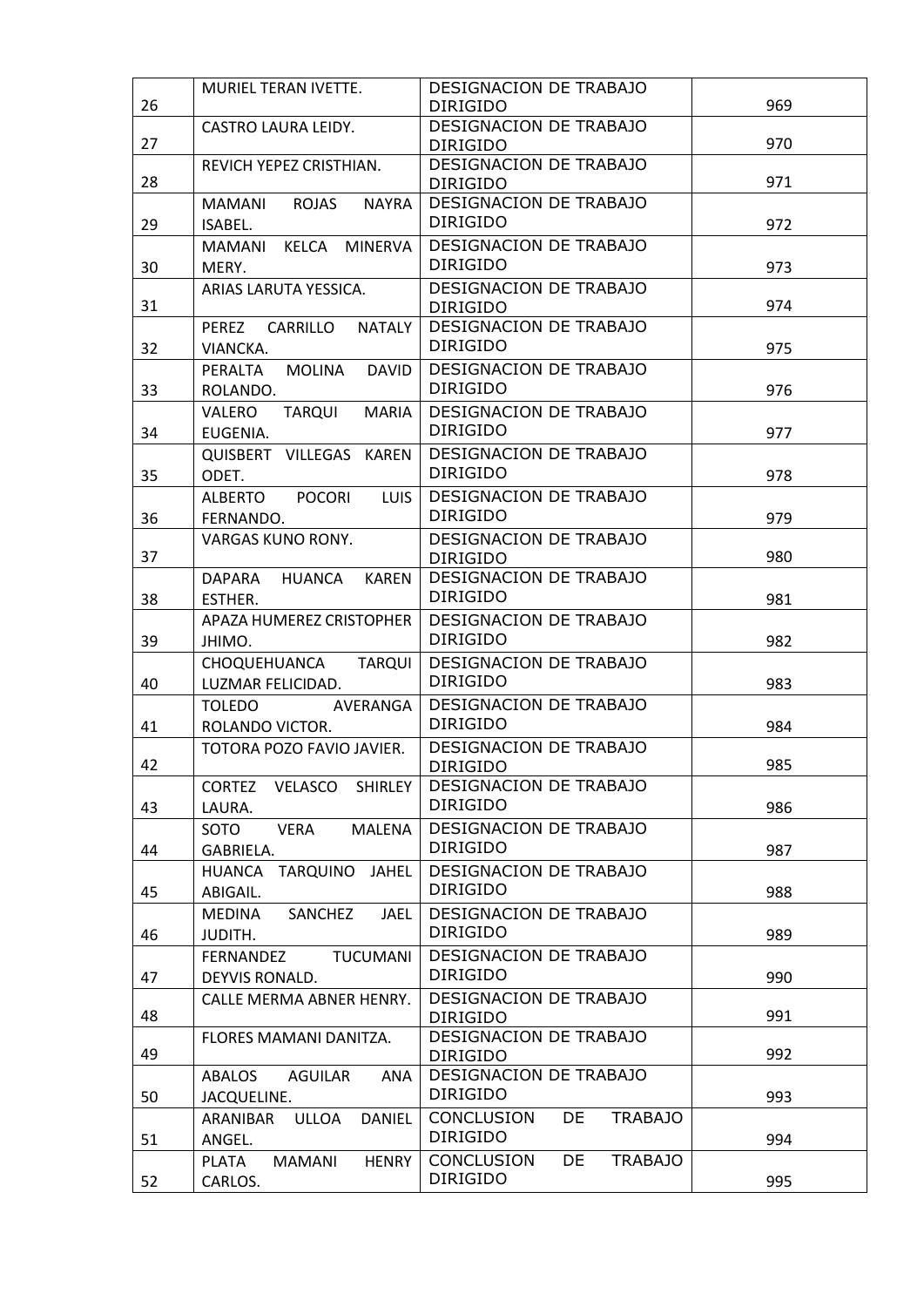| 26 | MURIEL TERAN IVETTE. | DESIGNACION DE TRABAJO DIRIGIDO | 969 |
|---|---|---|---|
| 27 | CASTRO LAURA LEIDY. | DESIGNACION DE TRABAJO DIRIGIDO | 970 |
| 28 | REVICH YEPEZ CRISTHIAN. | DESIGNACION DE TRABAJO DIRIGIDO | 971 |
| 29 | MAMANI ROJAS NAYRA ISABEL. | DESIGNACION DE TRABAJO DIRIGIDO | 972 |
| 30 | MAMANI KELCA MINERVA MERY. | DESIGNACION DE TRABAJO DIRIGIDO | 973 |
| 31 | ARIAS LARUTA YESSICA. | DESIGNACION DE TRABAJO DIRIGIDO | 974 |
| 32 | PEREZ CARRILLO NATALY VIANCKA. | DESIGNACION DE TRABAJO DIRIGIDO | 975 |
| 33 | PERALTA MOLINA DAVID ROLANDO. | DESIGNACION DE TRABAJO DIRIGIDO | 976 |
| 34 | VALERO TARQUI MARIA EUGENIA. | DESIGNACION DE TRABAJO DIRIGIDO | 977 |
| 35 | QUISBERT VILLEGAS KAREN ODET. | DESIGNACION DE TRABAJO DIRIGIDO | 978 |
| 36 | ALBERTO POCORI LUIS FERNANDO. | DESIGNACION DE TRABAJO DIRIGIDO | 979 |
| 37 | VARGAS KUNO RONY. | DESIGNACION DE TRABAJO DIRIGIDO | 980 |
| 38 | DAPARA HUANCA KAREN ESTHER. | DESIGNACION DE TRABAJO DIRIGIDO | 981 |
| 39 | APAZA HUMEREZ CRISTOPHER JHIMO. | DESIGNACION DE TRABAJO DIRIGIDO | 982 |
| 40 | CHOQUEHUANCA TARQUI LUZMAR FELICIDAD. | DESIGNACION DE TRABAJO DIRIGIDO | 983 |
| 41 | TOLEDO AVERANGA ROLANDO VICTOR. | DESIGNACION DE TRABAJO DIRIGIDO | 984 |
| 42 | TOTORA POZO FAVIO JAVIER. | DESIGNACION DE TRABAJO DIRIGIDO | 985 |
| 43 | CORTEZ VELASCO SHIRLEY LAURA. | DESIGNACION DE TRABAJO DIRIGIDO | 986 |
| 44 | SOTO VERA MALENA GABRIELA. | DESIGNACION DE TRABAJO DIRIGIDO | 987 |
| 45 | HUANCA TARQUINO JAHEL ABIGAIL. | DESIGNACION DE TRABAJO DIRIGIDO | 988 |
| 46 | MEDINA SANCHEZ JAEL JUDITH. | DESIGNACION DE TRABAJO DIRIGIDO | 989 |
| 47 | FERNANDEZ TUCUMANI DEYVIS RONALD. | DESIGNACION DE TRABAJO DIRIGIDO | 990 |
| 48 | CALLE MERMA ABNER HENRY. | DESIGNACION DE TRABAJO DIRIGIDO | 991 |
| 49 | FLORES MAMANI DANITZA. | DESIGNACION DE TRABAJO DIRIGIDO | 992 |
| 50 | ABALOS AGUILAR ANA JACQUELINE. | DESIGNACION DE TRABAJO DIRIGIDO | 993 |
| 51 | ARANIBAR ULLOA DANIEL ANGEL. | CONCLUSION DE TRABAJO DIRIGIDO | 994 |
| 52 | PLATA MAMANI HENRY CARLOS. | CONCLUSION DE TRABAJO DIRIGIDO | 995 |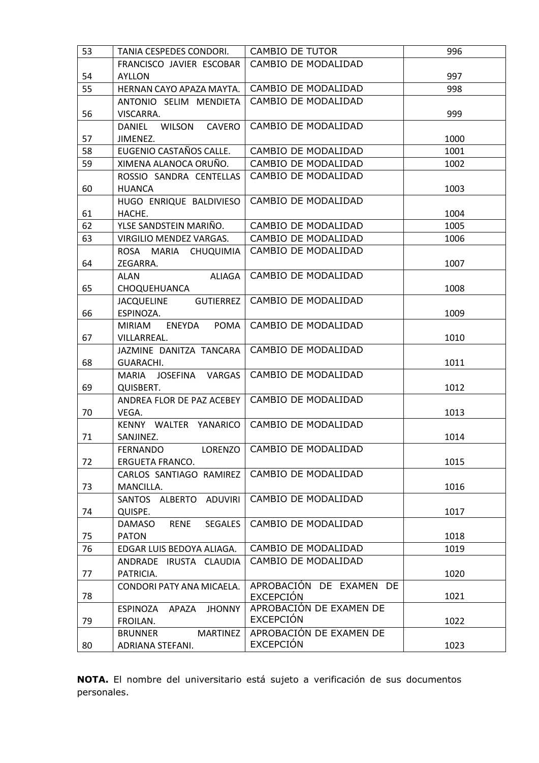| | | | |
|---|---|---|---|
| 53 | TANIA CESPEDES CONDORI. | CAMBIO DE TUTOR | 996 |
| 54 | FRANCISCO JAVIER ESCOBAR AYLLON | CAMBIO DE MODALIDAD | 997 |
| 55 | HERNAN CAYO APAZA MAYTA. | CAMBIO DE MODALIDAD | 998 |
| 56 | ANTONIO SELIM MENDIETA VISCARRA. | CAMBIO DE MODALIDAD | 999 |
| 57 | DANIEL WILSON CAVERO JIMENEZ. | CAMBIO DE MODALIDAD | 1000 |
| 58 | EUGENIO CASTAÑOS CALLE. | CAMBIO DE MODALIDAD | 1001 |
| 59 | XIMENA ALANOCA ORUÑO. | CAMBIO DE MODALIDAD | 1002 |
| 60 | ROSSIO SANDRA CENTELLAS HUANCA | CAMBIO DE MODALIDAD | 1003 |
| 61 | HUGO ENRIQUE BALDIVIESO HACHE. | CAMBIO DE MODALIDAD | 1004 |
| 62 | YLSE SANDSTEIN MARIÑO. | CAMBIO DE MODALIDAD | 1005 |
| 63 | VIRGILIO MENDEZ VARGAS. | CAMBIO DE MODALIDAD | 1006 |
| 64 | ROSA MARIA CHUQUIMIA ZEGARRA. | CAMBIO DE MODALIDAD | 1007 |
| 65 | ALAN ALIAGA CHOQUEHUANCA | CAMBIO DE MODALIDAD | 1008 |
| 66 | JACQUELINE GUTIERREZ ESPINOZA. | CAMBIO DE MODALIDAD | 1009 |
| 67 | MIRIAM ENEYDA POMA VILLARREAL. | CAMBIO DE MODALIDAD | 1010 |
| 68 | JAZMINE DANITZA TANCARA GUARACHI. | CAMBIO DE MODALIDAD | 1011 |
| 69 | MARIA JOSEFINA VARGAS QUISBERT. | CAMBIO DE MODALIDAD | 1012 |
| 70 | ANDREA FLOR DE PAZ ACEBEY VEGA. | CAMBIO DE MODALIDAD | 1013 |
| 71 | KENNY WALTER YANARICO SANJINEZ. | CAMBIO DE MODALIDAD | 1014 |
| 72 | FERNANDO LORENZO ERGUETA FRANCO. | CAMBIO DE MODALIDAD | 1015 |
| 73 | CARLOS SANTIAGO RAMIREZ MANCILLA. | CAMBIO DE MODALIDAD | 1016 |
| 74 | SANTOS ALBERTO ADUVIRI QUISPE. | CAMBIO DE MODALIDAD | 1017 |
| 75 | DAMASO RENE SEGALES PATON | CAMBIO DE MODALIDAD | 1018 |
| 76 | EDGAR LUIS BEDOYA ALIAGA. | CAMBIO DE MODALIDAD | 1019 |
| 77 | ANDRADE IRUSTA CLAUDIA PATRICIA. | CAMBIO DE MODALIDAD | 1020 |
| 78 | CONDORI PATY ANA MICAELA. | APROBACIÓN DE EXAMEN DE EXCEPCIÓN | 1021 |
| 79 | ESPINOZA APAZA JHONNY FROILAN. | APROBACIÓN DE EXAMEN DE EXCEPCIÓN | 1022 |
| 80 | BRUNNER MARTINEZ ADRIANA STEFANI. | APROBACIÓN DE EXAMEN DE EXCEPCIÓN | 1023 |

**NOTA.** El nombre del universitario está sujeto a verificación de sus documentos personales.